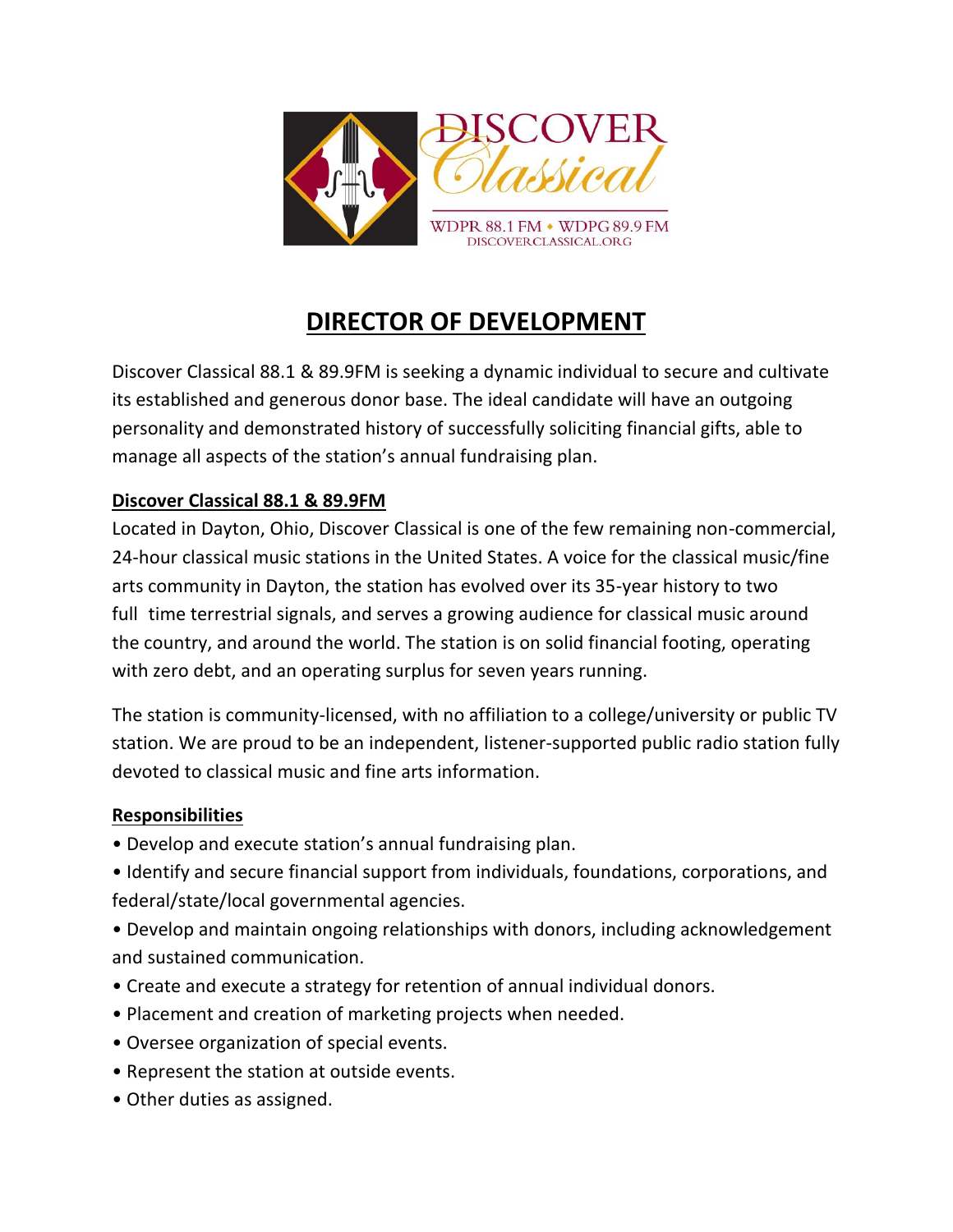DISCOVER Classical

WDPR 88.1 FM • WDPG 89.9 FM
DISCOVERCLASSICAL.ORG

# DIRECTOR OF DEVELOPMENT

Discover Classical 88.1 & 89.9FM is seeking a dynamic individual to secure and cultivate its established and generous donor base. The ideal candidate will have an outgoing personality and demonstrated history of successfully soliciting financial gifts, able to manage all aspects of the station's annual fundraising plan.

## Discover Classical 88.1 & 89.9FM

Located in Dayton, Ohio, Discover Classical is one of the few remaining non-commercial, 24-hour classical music stations in the United States. A voice for the classical music/fine arts community in Dayton, the station has evolved over its 35-year history to two full time terrestrial signals, and serves a growing audience for classical music around the country, and around the world. The station is on solid financial footing, operating with zero debt, and an operating surplus for seven years running.

The station is community-licensed, with no affiliation to a college/university or public TV station. We are proud to be an independent, listener-supported public radio station fully devoted to classical music and fine arts information.

## Responsibilities

- Develop and execute station's annual fundraising plan.
- Identify and secure financial support from individuals, foundations, corporations, and federal/state/local governmental agencies.
- Develop and maintain ongoing relationships with donors, including acknowledgement and sustained communication.
- Create and execute a strategy for retention of annual individual donors.
- Placement and creation of marketing projects when needed.
- Oversee organization of special events.
- Represent the station at outside events.
- Other duties as assigned.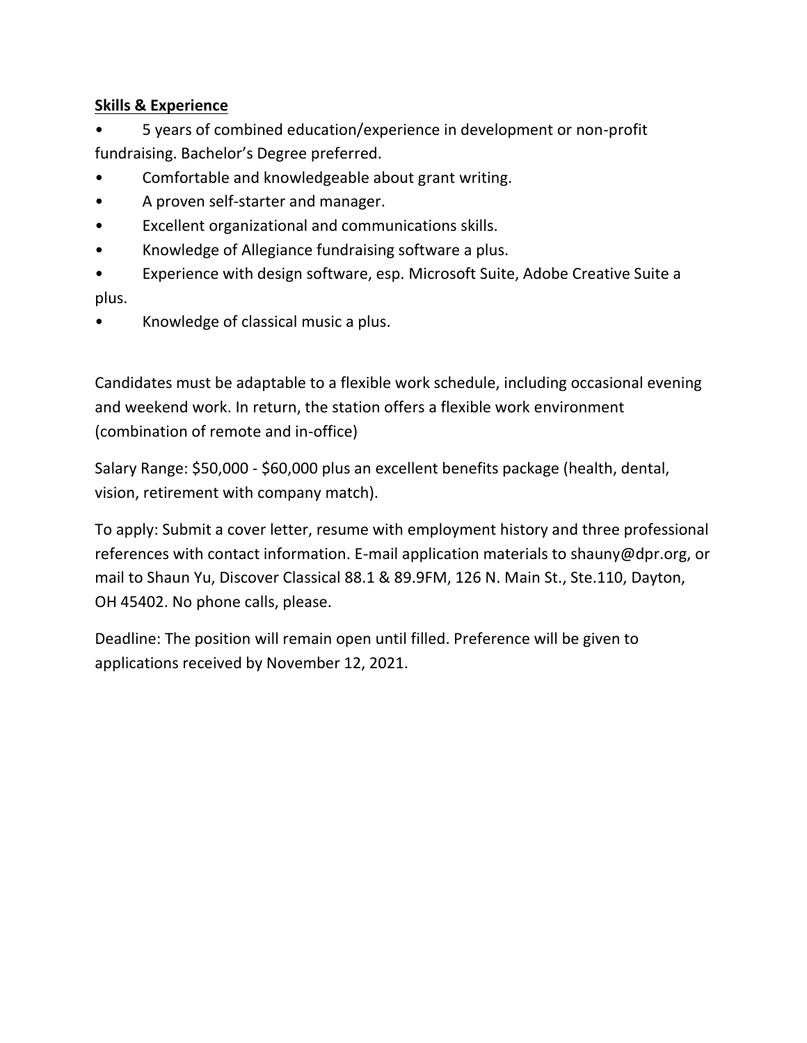**Skills & Experience**

- 5 years of combined education/experience in development or non-profit fundraising. Bachelor's Degree preferred.
- Comfortable and knowledgeable about grant writing.
- A proven self-starter and manager.
- Excellent organizational and communications skills.
- Knowledge of Allegiance fundraising software a plus.
- Experience with design software, esp. Microsoft Suite, Adobe Creative Suite a plus.
- Knowledge of classical music a plus.

Candidates must be adaptable to a flexible work schedule, including occasional evening and weekend work. In return, the station offers a flexible work environment (combination of remote and in-office)

Salary Range: $50,000 - $60,000 plus an excellent benefits package (health, dental, vision, retirement with company match).

To apply: Submit a cover letter, resume with employment history and three professional references with contact information. E-mail application materials to shauny@dpr.org, or mail to Shaun Yu, Discover Classical 88.1 & 89.9FM, 126 N. Main St., Ste.110, Dayton, OH 45402. No phone calls, please.

Deadline: The position will remain open until filled. Preference will be given to applications received by November 12, 2021.